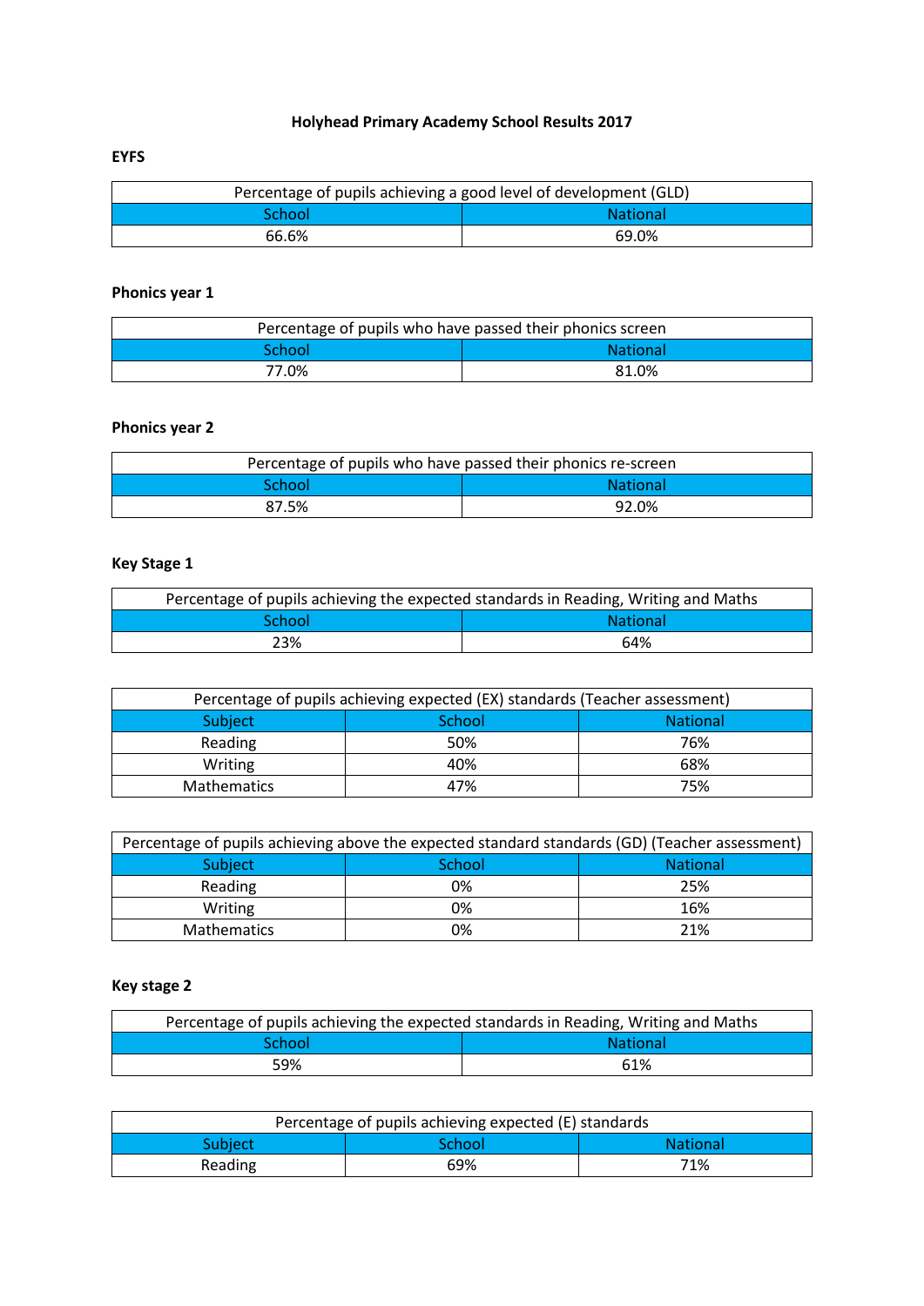# Holyhead Primary Academy School Results 2017

## EYFS

| Percentage of pupils achieving a good level of development (GLD) | |
|---|---|
| School | National |
| 66.6% | 69.0% |

## Phonics year 1

| Percentage of pupils who have passed their phonics screen | |
|---|---|
| School | National |
| 77.0% | 81.0% |

## Phonics year 2

| Percentage of pupils who have passed their phonics re-screen | |
|---|---|
| School | National |
| 87.5% | 92.0% |

## Key Stage 1

| Percentage of pupils achieving the expected standards in Reading, Writing and Maths | |
|---|---|
| School | National |
| 23% | 64% |

| Percentage of pupils achieving expected (EX) standards (Teacher assessment) | | |
|---|---|---|
| Subject | School | National |
| Reading | 50% | 76% |
| Writing | 40% | 68% |
| Mathematics | 47% | 75% |

| Percentage of pupils achieving above the expected standard standards (GD) (Teacher assessment) | | |
|---|---|---|
| Subject | School | National |
| Reading | 0% | 25% |
| Writing | 0% | 16% |
| Mathematics | 0% | 21% |

## Key stage 2

| Percentage of pupils achieving the expected standards in Reading, Writing and Maths | |
|---|---|
| School | National |
| 59% | 61% |

| Percentage of pupils achieving expected (E) standards | | |
|---|---|---|
| Subject | School | National |
| Reading | 69% | 71% |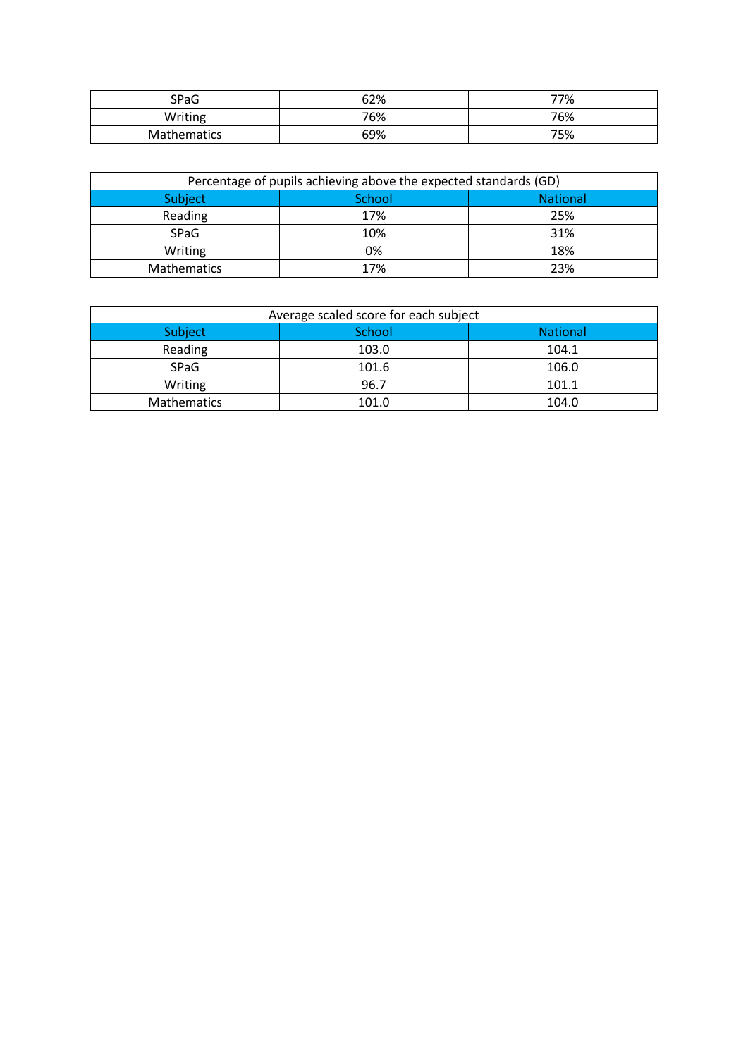| | | |
|---|---|---|
| SPaG | 62% | 77% |
| Writing | 76% | 76% |
| Mathematics | 69% | 75% |

| Percentage of pupils achieving above the expected standards (GD) | | |
|---|---|---|
| Subject | School | National |
| Reading | 17% | 25% |
| SPaG | 10% | 31% |
| Writing | 0% | 18% |
| Mathematics | 17% | 23% |

| Average scaled score for each subject | | |
|---|---|---|
| Subject | School | National |
| Reading | 103.0 | 104.1 |
| SPaG | 101.6 | 106.0 |
| Writing | 96.7 | 101.1 |
| Mathematics | 101.0 | 104.0 |